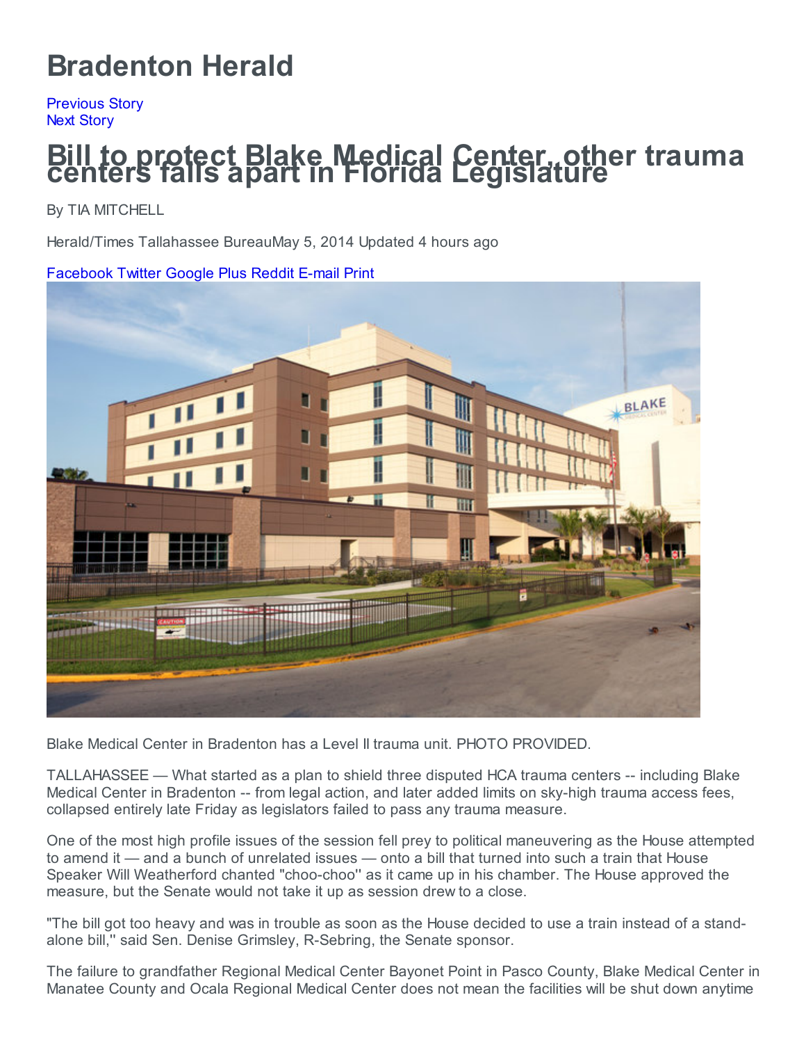# Bradenton Herald

Previous Story
Next Story

# Bill to protect Blake Medical Center, other trauma centers falls apart in Florida Legislature

By TIA MITCHELL

Herald/Times Tallahassee BureauMay 5, 2014 Updated 4 hours ago

Facebook Twitter Google Plus Reddit E-mail Print

Blake Medical Center in Bradenton has a Level II trauma unit. PHOTO PROVIDED.

TALLAHASSEE — What started as a plan to shield three disputed HCA trauma centers -- including Blake Medical Center in Bradenton -- from legal action, and later added limits on sky-high trauma access fees, collapsed entirely late Friday as legislators failed to pass any trauma measure.

One of the most high profile issues of the session fell prey to political maneuvering as the House attempted to amend it — and a bunch of unrelated issues — onto a bill that turned into such a train that House Speaker Will Weatherford chanted "choo-choo'' as it came up in his chamber. The House approved the measure, but the Senate would not take it up as session drew to a close.

"The bill got too heavy and was in trouble as soon as the House decided to use a train instead of a stand-alone bill,'' said Sen. Denise Grimsley, R-Sebring, the Senate sponsor.

The failure to grandfather Regional Medical Center Bayonet Point in Pasco County, Blake Medical Center in Manatee County and Ocala Regional Medical Center does not mean the facilities will be shut down anytime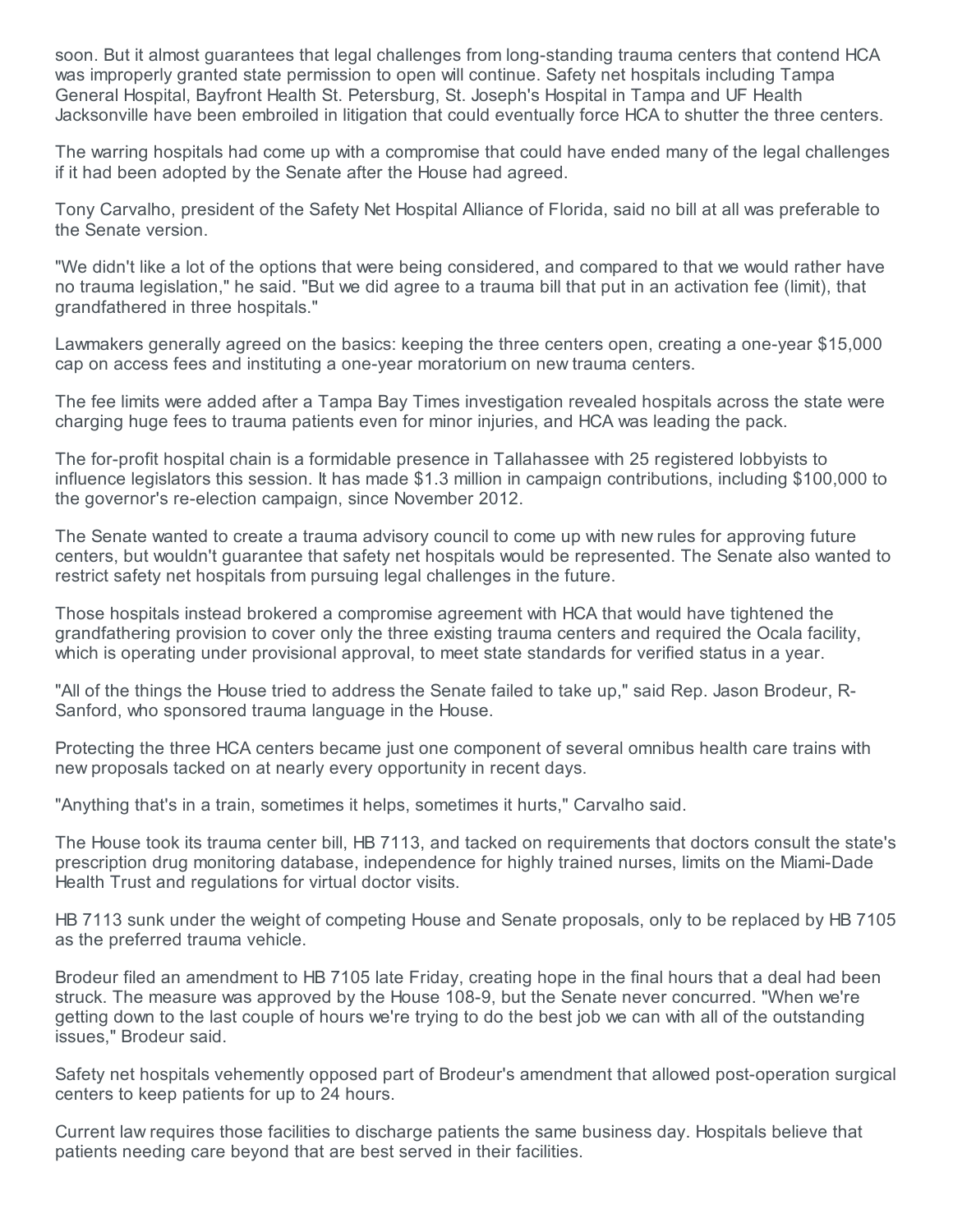soon. But it almost guarantees that legal challenges from long-standing trauma centers that contend HCA was improperly granted state permission to open will continue. Safety net hospitals including Tampa General Hospital, Bayfront Health St. Petersburg, St. Joseph's Hospital in Tampa and UF Health Jacksonville have been embroiled in litigation that could eventually force HCA to shutter the three centers.

The warring hospitals had come up with a compromise that could have ended many of the legal challenges if it had been adopted by the Senate after the House had agreed.

Tony Carvalho, president of the Safety Net Hospital Alliance of Florida, said no bill at all was preferable to the Senate version.

"We didn't like a lot of the options that were being considered, and compared to that we would rather have no trauma legislation," he said. "But we did agree to a trauma bill that put in an activation fee (limit), that grandfathered in three hospitals."

Lawmakers generally agreed on the basics: keeping the three centers open, creating a one-year $15,000 cap on access fees and instituting a one-year moratorium on new trauma centers.

The fee limits were added after a Tampa Bay Times investigation revealed hospitals across the state were charging huge fees to trauma patients even for minor injuries, and HCA was leading the pack.

The for-profit hospital chain is a formidable presence in Tallahassee with 25 registered lobbyists to influence legislators this session. It has made $1.3 million in campaign contributions, including $100,000 to the governor's re-election campaign, since November 2012.

The Senate wanted to create a trauma advisory council to come up with new rules for approving future centers, but wouldn't guarantee that safety net hospitals would be represented. The Senate also wanted to restrict safety net hospitals from pursuing legal challenges in the future.

Those hospitals instead brokered a compromise agreement with HCA that would have tightened the grandfathering provision to cover only the three existing trauma centers and required the Ocala facility, which is operating under provisional approval, to meet state standards for verified status in a year.

"All of the things the House tried to address the Senate failed to take up," said Rep. Jason Brodeur, R-Sanford, who sponsored trauma language in the House.

Protecting the three HCA centers became just one component of several omnibus health care trains with new proposals tacked on at nearly every opportunity in recent days.

"Anything that's in a train, sometimes it helps, sometimes it hurts," Carvalho said.

The House took its trauma center bill, HB 7113, and tacked on requirements that doctors consult the state's prescription drug monitoring database, independence for highly trained nurses, limits on the Miami-Dade Health Trust and regulations for virtual doctor visits.

HB 7113 sunk under the weight of competing House and Senate proposals, only to be replaced by HB 7105 as the preferred trauma vehicle.

Brodeur filed an amendment to HB 7105 late Friday, creating hope in the final hours that a deal had been struck. The measure was approved by the House 108-9, but the Senate never concurred. "When we're getting down to the last couple of hours we're trying to do the best job we can with all of the outstanding issues," Brodeur said.

Safety net hospitals vehemently opposed part of Brodeur's amendment that allowed post-operation surgical centers to keep patients for up to 24 hours.

Current law requires those facilities to discharge patients the same business day. Hospitals believe that patients needing care beyond that are best served in their facilities.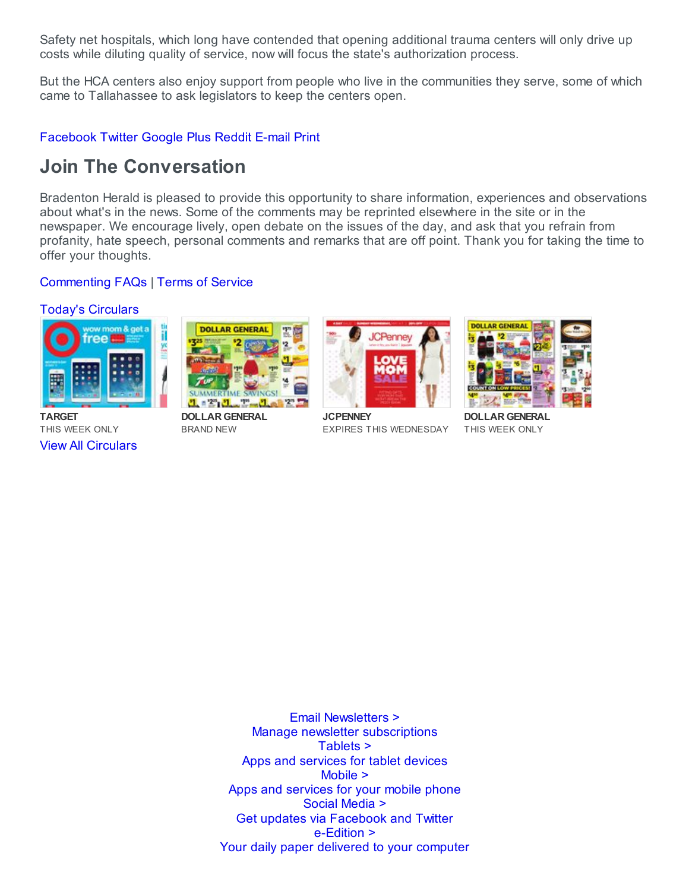Safety net hospitals, which long have contended that opening additional trauma centers will only drive up costs while diluting quality of service, now will focus the state's authorization process.

But the HCA centers also enjoy support from people who live in the communities they serve, some of which came to Tallahassee to ask legislators to keep the centers open.

Facebook Twitter Google Plus Reddit E-mail Print

## Join The Conversation

Bradenton Herald is pleased to provide this opportunity to share information, experiences and observations about what's in the news. Some of the comments may be reprinted elsewhere in the site or in the newspaper. We encourage lively, open debate on the issues of the day, and ask that you refrain from profanity, hate speech, personal comments and remarks that are off point. Thank you for taking the time to offer your thoughts.

Commenting FAQs | Terms of Service

Today's Circulars

**TARGET**
THIS WEEK ONLY

**DOLLAR GENERAL**
BRAND NEW

**JCPENNEY**
EXPIRES THIS WEDNESDAY

**DOLLAR GENERAL**
THIS WEEK ONLY

View All Circulars

Email Newsletters >
Manage newsletter subscriptions
Tablets >
Apps and services for tablet devices
Mobile >
Apps and services for your mobile phone
Social Media >
Get updates via Facebook and Twitter
e-Edition >
Your daily paper delivered to your computer